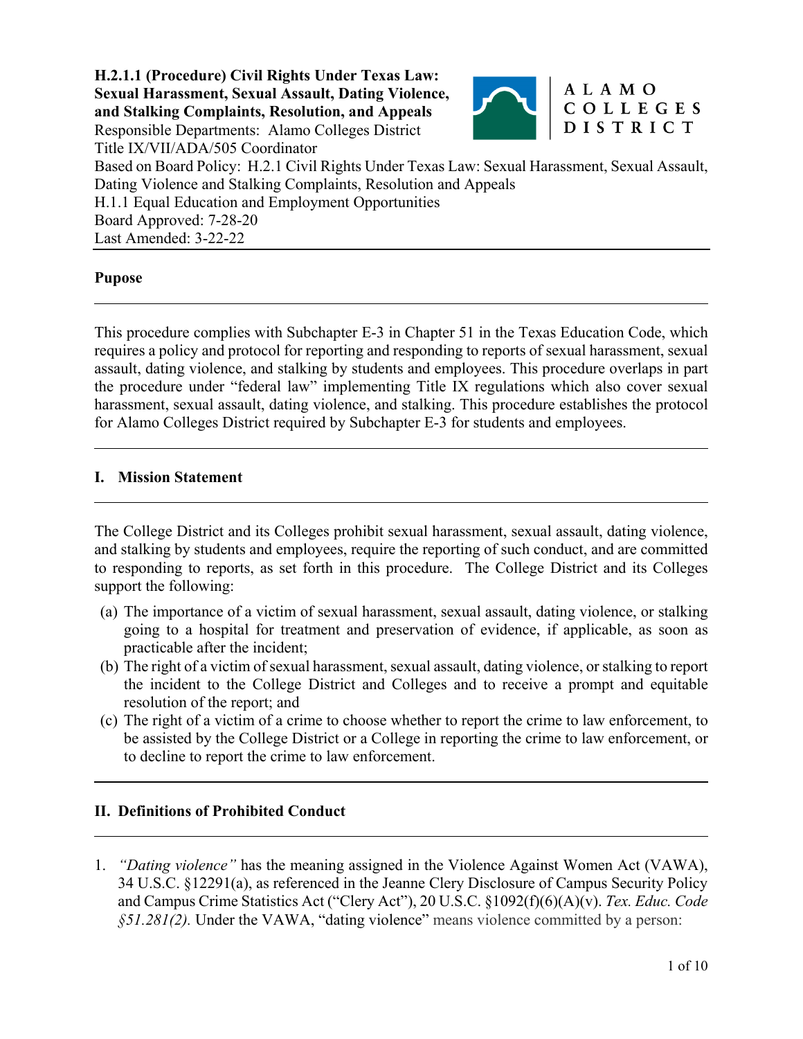**H.2.1.1 (Procedure) Civil Rights Under Texas Law: Sexual Harassment, Sexual Assault, Dating Violence, and Stalking Complaints, Resolution, and Appeals**
Responsible Departments: Alamo Colleges District Title IX/VII/ADA/505 Coordinator
Based on Board Policy: H.2.1 Civil Rights Under Texas Law: Sexual Harassment, Sexual Assault, Dating Violence and Stalking Complaints, Resolution and Appeals
H.1.1 Equal Education and Employment Opportunities
Board Approved: 7-28-20
Last Amended: 3-22-22

## Pupose

This procedure complies with Subchapter E-3 in Chapter 51 in the Texas Education Code, which requires a policy and protocol for reporting and responding to reports of sexual harassment, sexual assault, dating violence, and stalking by students and employees. This procedure overlaps in part the procedure under "federal law" implementing Title IX regulations which also cover sexual harassment, sexual assault, dating violence, and stalking. This procedure establishes the protocol for Alamo Colleges District required by Subchapter E-3 for students and employees.

## I. Mission Statement

The College District and its Colleges prohibit sexual harassment, sexual assault, dating violence, and stalking by students and employees, require the reporting of such conduct, and are committed to responding to reports, as set forth in this procedure. The College District and its Colleges support the following:

(a) The importance of a victim of sexual harassment, sexual assault, dating violence, or stalking going to a hospital for treatment and preservation of evidence, if applicable, as soon as practicable after the incident;
(b) The right of a victim of sexual harassment, sexual assault, dating violence, or stalking to report the incident to the College District and Colleges and to receive a prompt and equitable resolution of the report; and
(c) The right of a victim of a crime to choose whether to report the crime to law enforcement, to be assisted by the College District or a College in reporting the crime to law enforcement, or to decline to report the crime to law enforcement.

## II. Definitions of Prohibited Conduct

1. *"Dating violence"* has the meaning assigned in the Violence Against Women Act (VAWA), 34 U.S.C. §12291(a), as referenced in the Jeanne Clery Disclosure of Campus Security Policy and Campus Crime Statistics Act ("Clery Act"), 20 U.S.C. §1092(f)(6)(A)(v). *Tex. Educ. Code §51.281(2).* Under the VAWA, "dating violence" means violence committed by a person: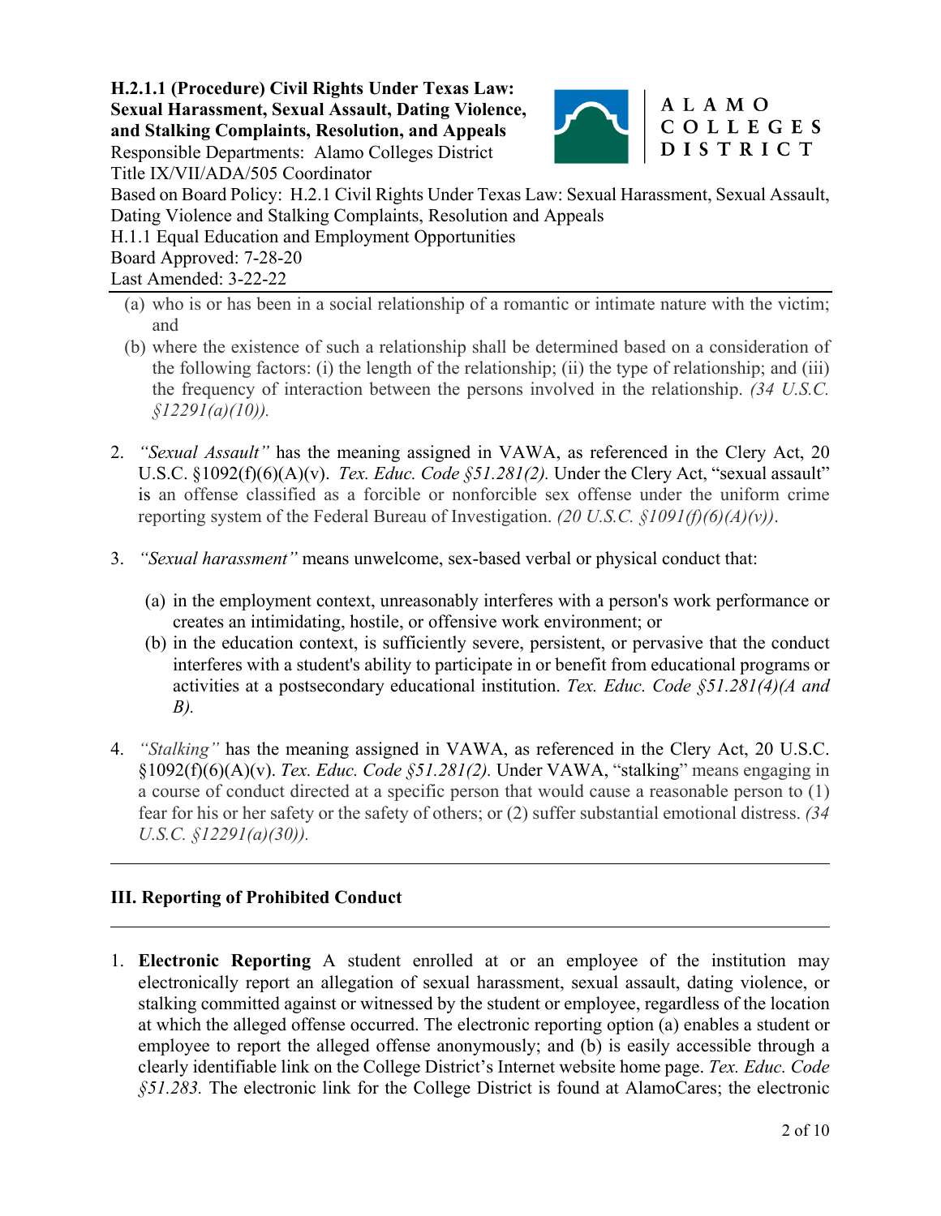(a) who is or has been in a social relationship of a romantic or intimate nature with the victim; and

(b) where the existence of such a relationship shall be determined based on a consideration of the following factors: (i) the length of the relationship; (ii) the type of relationship; and (iii) the frequency of interaction between the persons involved in the relationship. *(34 U.S.C. §12291(a)(10)).*

2. *"Sexual Assault"* has the meaning assigned in VAWA, as referenced in the Clery Act, 20 U.S.C. §1092(f)(6)(A)(v). *Tex. Educ. Code §51.281(2).* Under the Clery Act, "sexual assault" is an offense classified as a forcible or nonforcible sex offense under the uniform crime reporting system of the Federal Bureau of Investigation. *(20 U.S.C. §1091(f)(6)(A)(v))*.

3. *"Sexual harassment"* means unwelcome, sex-based verbal or physical conduct that:

   (a) in the employment context, unreasonably interferes with a person's work performance or creates an intimidating, hostile, or offensive work environment; or

   (b) in the education context, is sufficiently severe, persistent, or pervasive that the conduct interferes with a student's ability to participate in or benefit from educational programs or activities at a postsecondary educational institution. *Tex. Educ. Code §51.281(4)(A and B).*

4. *"Stalking"* has the meaning assigned in VAWA, as referenced in the Clery Act, 20 U.S.C. §1092(f)(6)(A)(v). *Tex. Educ. Code §51.281(2).* Under VAWA, "stalking" means engaging in a course of conduct directed at a specific person that would cause a reasonable person to (1) fear for his or her safety or the safety of others; or (2) suffer substantial emotional distress. *(34 U.S.C. §12291(a)(30)).*

## III. Reporting of Prohibited Conduct

1. **Electronic Reporting** A student enrolled at or an employee of the institution may electronically report an allegation of sexual harassment, sexual assault, dating violence, or stalking committed against or witnessed by the student or employee, regardless of the location at which the alleged offense occurred. The electronic reporting option (a) enables a student or employee to report the alleged offense anonymously; and (b) is easily accessible through a clearly identifiable link on the College District's Internet website home page. *Tex. Educ. Code §51.283.* The electronic link for the College District is found at AlamoCares; the electronic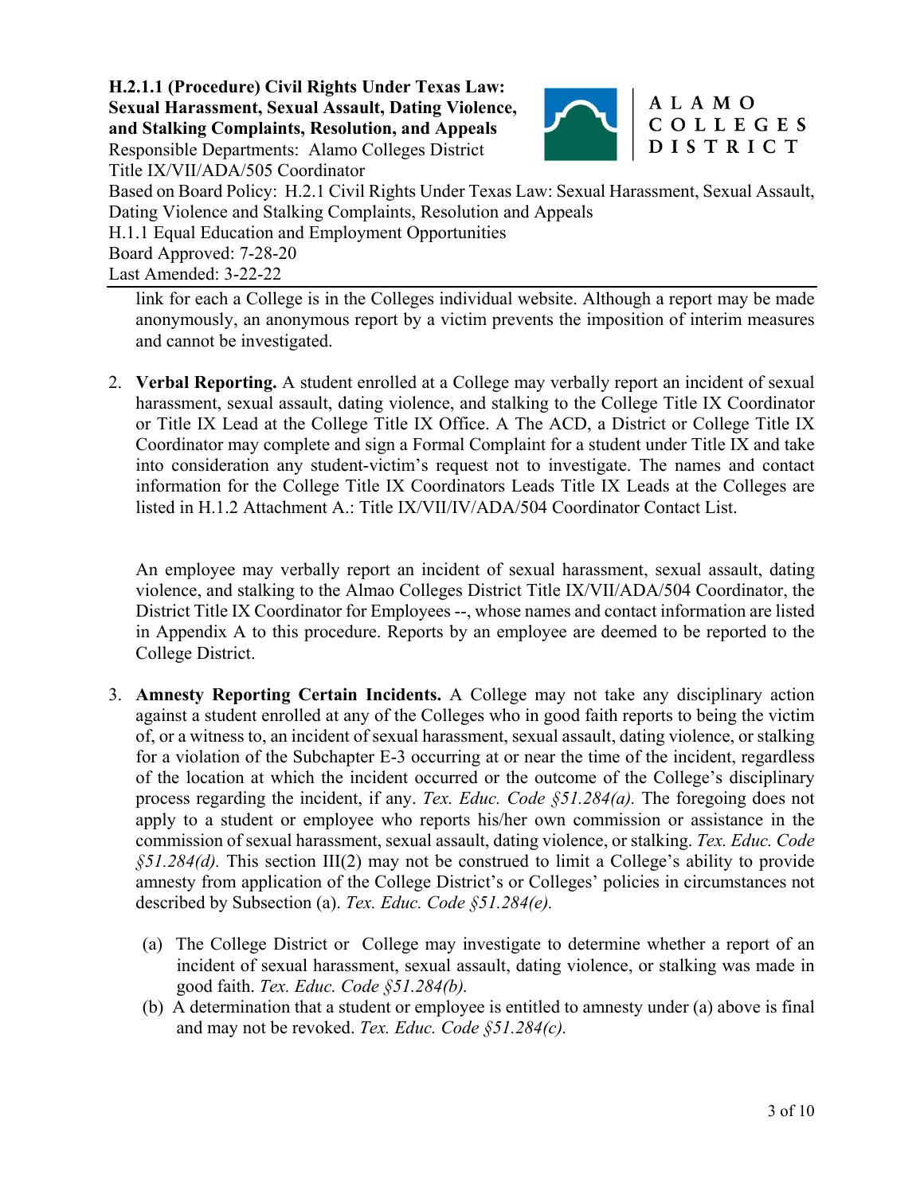link for each a College is in the Colleges individual website. Although a report may be made anonymously, an anonymous report by a victim prevents the imposition of interim measures and cannot be investigated.

2. **Verbal Reporting.** A student enrolled at a College may verbally report an incident of sexual harassment, sexual assault, dating violence, and stalking to the College Title IX Coordinator or Title IX Lead at the College Title IX Office. A The ACD, a District or College Title IX Coordinator may complete and sign a Formal Complaint for a student under Title IX and take into consideration any student-victim's request not to investigate. The names and contact information for the College Title IX Coordinators Leads Title IX Leads at the Colleges are listed in H.1.2 Attachment A.: Title IX/VII/IV/ADA/504 Coordinator Contact List.

   An employee may verbally report an incident of sexual harassment, sexual assault, dating violence, and stalking to the Almao Colleges District Title IX/VII/ADA/504 Coordinator, the District Title IX Coordinator for Employees --, whose names and contact information are listed in Appendix A to this procedure. Reports by an employee are deemed to be reported to the College District.

3. **Amnesty Reporting Certain Incidents.** A College may not take any disciplinary action against a student enrolled at any of the Colleges who in good faith reports to being the victim of, or a witness to, an incident of sexual harassment, sexual assault, dating violence, or stalking for a violation of the Subchapter E-3 occurring at or near the time of the incident, regardless of the location at which the incident occurred or the outcome of the College's disciplinary process regarding the incident, if any. *Tex. Educ. Code §51.284(a).* The foregoing does not apply to a student or employee who reports his/her own commission or assistance in the commission of sexual harassment, sexual assault, dating violence, or stalking. *Tex. Educ. Code §51.284(d).* This section III(2) may not be construed to limit a College's ability to provide amnesty from application of the College District's or Colleges' policies in circumstances not described by Subsection (a). *Tex. Educ. Code §51.284(e).*

   (a) The College District or College may investigate to determine whether a report of an incident of sexual harassment, sexual assault, dating violence, or stalking was made in good faith. *Tex. Educ. Code §51.284(b).*

   (b) A determination that a student or employee is entitled to amnesty under (a) above is final and may not be revoked. *Tex. Educ. Code §51.284(c).*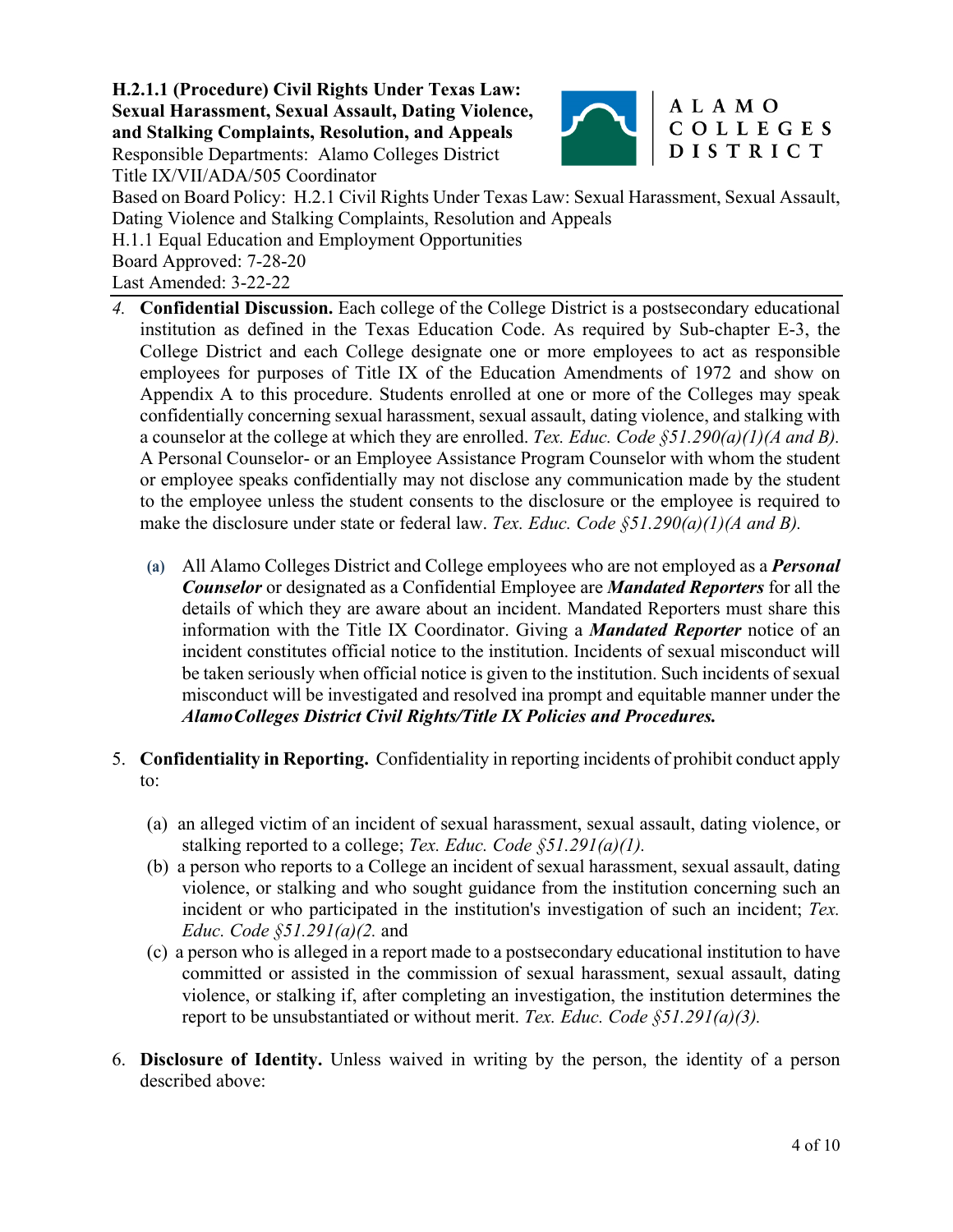**H.2.1.1 (Procedure) Civil Rights Under Texas Law: Sexual Harassment, Sexual Assault, Dating Violence, and Stalking Complaints, Resolution, and Appeals**

Responsible Departments: Alamo Colleges District Title IX/VII/ADA/505 Coordinator

Based on Board Policy: H.2.1 Civil Rights Under Texas Law: Sexual Harassment, Sexual Assault, Dating Violence and Stalking Complaints, Resolution and Appeals

H.1.1 Equal Education and Employment Opportunities

Board Approved: 7-28-20

Last Amended: 3-22-22

4. **Confidential Discussion.** Each college of the College District is a postsecondary educational institution as defined in the Texas Education Code. As required by Sub-chapter E-3, the College District and each College designate one or more employees to act as responsible employees for purposes of Title IX of the Education Amendments of 1972 and show on Appendix A to this procedure. Students enrolled at one or more of the Colleges may speak confidentially concerning sexual harassment, sexual assault, dating violence, and stalking with a counselor at the college at which they are enrolled. *Tex. Educ. Code §51.290(a)(1)(A and B).* A Personal Counselor- or an Employee Assistance Program Counselor with whom the student or employee speaks confidentially may not disclose any communication made by the student to the employee unless the student consents to the disclosure or the employee is required to make the disclosure under state or federal law. *Tex. Educ. Code §51.290(a)(1)(A and B).*

   (a) All Alamo Colleges District and College employees who are not employed as a ***Personal Counselor*** or designated as a Confidential Employee are ***Mandated Reporters*** for all the details of which they are aware about an incident. Mandated Reporters must share this information with the Title IX Coordinator. Giving a ***Mandated Reporter*** notice of an incident constitutes official notice to the institution. Incidents of sexual misconduct will be taken seriously when official notice is given to the institution. Such incidents of sexual misconduct will be investigated and resolved ina prompt and equitable manner under the ***AlamoColleges District Civil Rights/Title IX Policies and Procedures.***

5. **Confidentiality in Reporting.** Confidentiality in reporting incidents of prohibit conduct apply to:

   (a) an alleged victim of an incident of sexual harassment, sexual assault, dating violence, or stalking reported to a college; *Tex. Educ. Code §51.291(a)(1).*

   (b) a person who reports to a College an incident of sexual harassment, sexual assault, dating violence, or stalking and who sought guidance from the institution concerning such an incident or who participated in the institution's investigation of such an incident; *Tex. Educ. Code §51.291(a)(2.* and

   (c) a person who is alleged in a report made to a postsecondary educational institution to have committed or assisted in the commission of sexual harassment, sexual assault, dating violence, or stalking if, after completing an investigation, the institution determines the report to be unsubstantiated or without merit. *Tex. Educ. Code §51.291(a)(3).*

6. **Disclosure of Identity.** Unless waived in writing by the person, the identity of a person described above: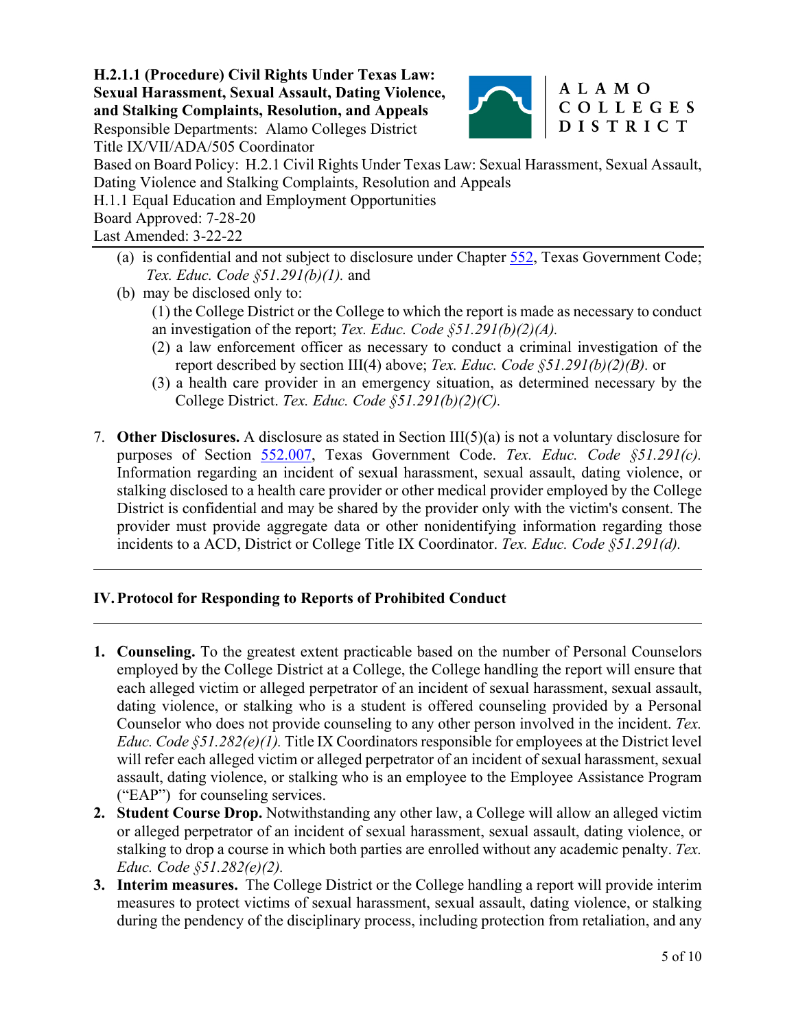(a) is confidential and not subject to disclosure under Chapter [552](), Texas Government Code; *Tex. Educ. Code §51.291(b)(1).* and

(b) may be disclosed only to:

(1) the College District or the College to which the report is made as necessary to conduct an investigation of the report; *Tex. Educ. Code §51.291(b)(2)(A).*

(2) a law enforcement officer as necessary to conduct a criminal investigation of the report described by section III(4) above; *Tex. Educ. Code §51.291(b)(2)(B).* or

(3) a health care provider in an emergency situation, as determined necessary by the College District. *Tex. Educ. Code §51.291(b)(2)(C).*

7. **Other Disclosures.** A disclosure as stated in Section III(5)(a) is not a voluntary disclosure for purposes of Section [552.007](), Texas Government Code. *Tex. Educ. Code §51.291(c).* Information regarding an incident of sexual harassment, sexual assault, dating violence, or stalking disclosed to a health care provider or other medical provider employed by the College District is confidential and may be shared by the provider only with the victim's consent. The provider must provide aggregate data or other nonidentifying information regarding those incidents to a ACD, District or College Title IX Coordinator. *Tex. Educ. Code §51.291(d).*

---

## IV. Protocol for Responding to Reports of Prohibited Conduct

---

1. **Counseling.** To the greatest extent practicable based on the number of Personal Counselors employed by the College District at a College, the College handling the report will ensure that each alleged victim or alleged perpetrator of an incident of sexual harassment, sexual assault, dating violence, or stalking who is a student is offered counseling provided by a Personal Counselor who does not provide counseling to any other person involved in the incident. *Tex. Educ. Code §51.282(e)(1).* Title IX Coordinators responsible for employees at the District level will refer each alleged victim or alleged perpetrator of an incident of sexual harassment, sexual assault, dating violence, or stalking who is an employee to the Employee Assistance Program ("EAP") for counseling services.
2. **Student Course Drop.** Notwithstanding any other law, a College will allow an alleged victim or alleged perpetrator of an incident of sexual harassment, sexual assault, dating violence, or stalking to drop a course in which both parties are enrolled without any academic penalty. *Tex. Educ. Code §51.282(e)(2).*
3. **Interim measures.** The College District or the College handling a report will provide interim measures to protect victims of sexual harassment, sexual assault, dating violence, or stalking during the pendency of the disciplinary process, including protection from retaliation, and any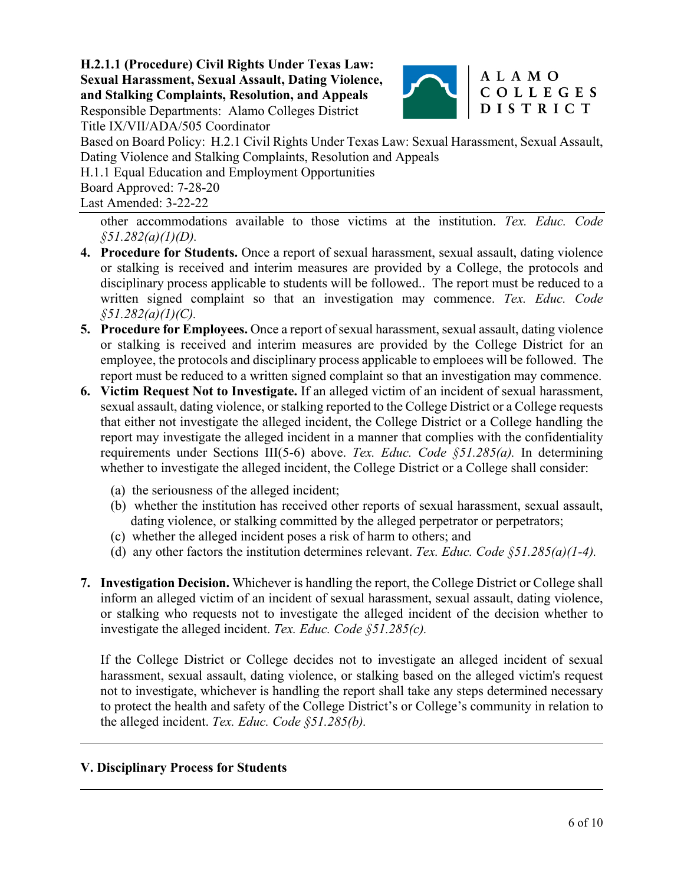other accommodations available to those victims at the institution. *Tex. Educ. Code §51.282(a)(1)(D).*

4. **Procedure for Students.** Once a report of sexual harassment, sexual assault, dating violence or stalking is received and interim measures are provided by a College, the protocols and disciplinary process applicable to students will be followed.. The report must be reduced to a written signed complaint so that an investigation may commence. *Tex. Educ. Code §51.282(a)(1)(C).*
5. **Procedure for Employees.** Once a report of sexual harassment, sexual assault, dating violence or stalking is received and interim measures are provided by the College District for an employee, the protocols and disciplinary process applicable to emploees will be followed. The report must be reduced to a written signed complaint so that an investigation may commence.
6. **Victim Request Not to Investigate.** If an alleged victim of an incident of sexual harassment, sexual assault, dating violence, or stalking reported to the College District or a College requests that either not investigate the alleged incident, the College District or a College handling the report may investigate the alleged incident in a manner that complies with the confidentiality requirements under Sections III(5-6) above. *Tex. Educ. Code §51.285(a).* In determining whether to investigate the alleged incident, the College District or a College shall consider:

   (a) the seriousness of the alleged incident;
   (b) whether the institution has received other reports of sexual harassment, sexual assault, dating violence, or stalking committed by the alleged perpetrator or perpetrators;
   (c) whether the alleged incident poses a risk of harm to others; and
   (d) any other factors the institution determines relevant. *Tex. Educ. Code §51.285(a)(1-4).*

7. **Investigation Decision.** Whichever is handling the report, the College District or College shall inform an alleged victim of an incident of sexual harassment, sexual assault, dating violence, or stalking who requests not to investigate the alleged incident of the decision whether to investigate the alleged incident. *Tex. Educ. Code §51.285(c).*

   If the College District or College decides not to investigate an alleged incident of sexual harassment, sexual assault, dating violence, or stalking based on the alleged victim's request not to investigate, whichever is handling the report shall take any steps determined necessary to protect the health and safety of the College District's or College's community in relation to the alleged incident. *Tex. Educ. Code §51.285(b).*

---

## V. Disciplinary Process for Students

---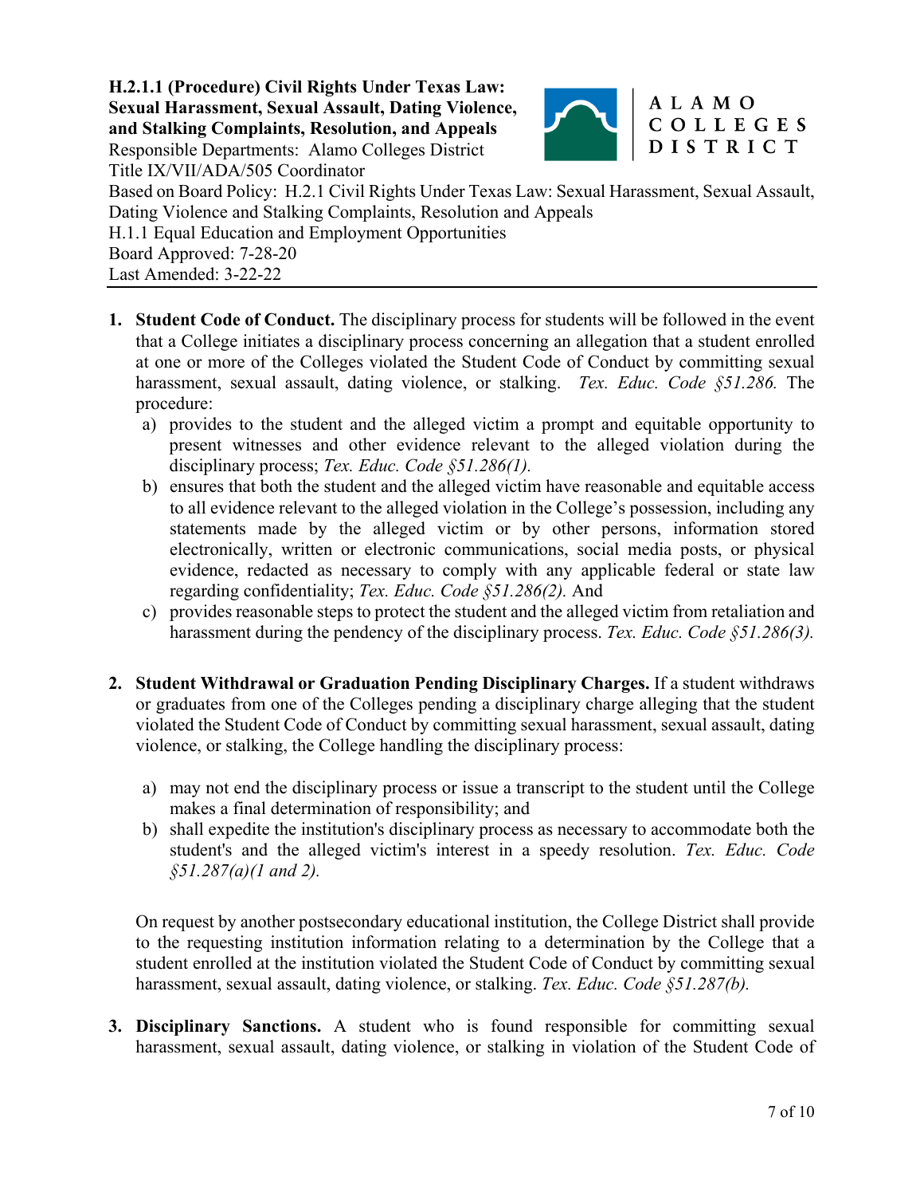**H.2.1.1 (Procedure) Civil Rights Under Texas Law: Sexual Harassment, Sexual Assault, Dating Violence, and Stalking Complaints, Resolution, and Appeals**
Responsible Departments: Alamo Colleges District Title IX/VII/ADA/505 Coordinator
Based on Board Policy: H.2.1 Civil Rights Under Texas Law: Sexual Harassment, Sexual Assault, Dating Violence and Stalking Complaints, Resolution and Appeals
H.1.1 Equal Education and Employment Opportunities
Board Approved: 7-28-20
Last Amended: 3-22-22

---

1. **Student Code of Conduct.** The disciplinary process for students will be followed in the event that a College initiates a disciplinary process concerning an allegation that a student enrolled at one or more of the Colleges violated the Student Code of Conduct by committing sexual harassment, sexual assault, dating violence, or stalking. *Tex. Educ. Code §51.286.* The procedure:
   a) provides to the student and the alleged victim a prompt and equitable opportunity to present witnesses and other evidence relevant to the alleged violation during the disciplinary process; *Tex. Educ. Code §51.286(1).*
   b) ensures that both the student and the alleged victim have reasonable and equitable access to all evidence relevant to the alleged violation in the College's possession, including any statements made by the alleged victim or by other persons, information stored electronically, written or electronic communications, social media posts, or physical evidence, redacted as necessary to comply with any applicable federal or state law regarding confidentiality; *Tex. Educ. Code §51.286(2).* And
   c) provides reasonable steps to protect the student and the alleged victim from retaliation and harassment during the pendency of the disciplinary process. *Tex. Educ. Code §51.286(3).*

2. **Student Withdrawal or Graduation Pending Disciplinary Charges.** If a student withdraws or graduates from one of the Colleges pending a disciplinary charge alleging that the student violated the Student Code of Conduct by committing sexual harassment, sexual assault, dating violence, or stalking, the College handling the disciplinary process:

   a) may not end the disciplinary process or issue a transcript to the student until the College makes a final determination of responsibility; and
   b) shall expedite the institution's disciplinary process as necessary to accommodate both the student's and the alleged victim's interest in a speedy resolution. *Tex. Educ. Code §51.287(a)(1 and 2).*

   On request by another postsecondary educational institution, the College District shall provide to the requesting institution information relating to a determination by the College that a student enrolled at the institution violated the Student Code of Conduct by committing sexual harassment, sexual assault, dating violence, or stalking. *Tex. Educ. Code §51.287(b).*

3. **Disciplinary Sanctions.** A student who is found responsible for committing sexual harassment, sexual assault, dating violence, or stalking in violation of the Student Code of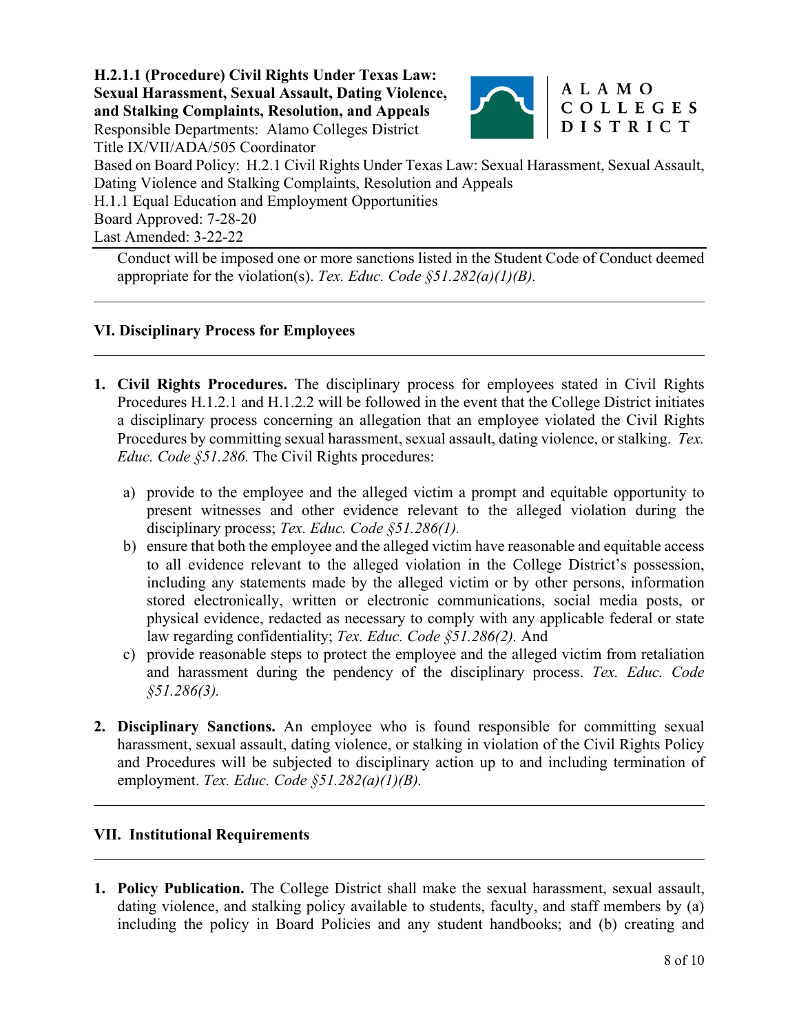Conduct will be imposed one or more sanctions listed in the Student Code of Conduct deemed appropriate for the violation(s). *Tex. Educ. Code §51.282(a)(1)(B).*

## VI. Disciplinary Process for Employees

1. **Civil Rights Procedures.** The disciplinary process for employees stated in Civil Rights Procedures H.1.2.1 and H.1.2.2 will be followed in the event that the College District initiates a disciplinary process concerning an allegation that an employee violated the Civil Rights Procedures by committing sexual harassment, sexual assault, dating violence, or stalking. *Tex. Educ. Code §51.286.* The Civil Rights procedures:

   a) provide to the employee and the alleged victim a prompt and equitable opportunity to present witnesses and other evidence relevant to the alleged violation during the disciplinary process; *Tex. Educ. Code §51.286(1).*

   b) ensure that both the employee and the alleged victim have reasonable and equitable access to all evidence relevant to the alleged violation in the College District's possession, including any statements made by the alleged victim or by other persons, information stored electronically, written or electronic communications, social media posts, or physical evidence, redacted as necessary to comply with any applicable federal or state law regarding confidentiality; *Tex. Educ. Code §51.286(2).* And

   c) provide reasonable steps to protect the employee and the alleged victim from retaliation and harassment during the pendency of the disciplinary process. *Tex. Educ. Code §51.286(3).*

2. **Disciplinary Sanctions.** An employee who is found responsible for committing sexual harassment, sexual assault, dating violence, or stalking in violation of the Civil Rights Policy and Procedures will be subjected to disciplinary action up to and including termination of employment. *Tex. Educ. Code §51.282(a)(1)(B).*

## VII. Institutional Requirements

1. **Policy Publication.** The College District shall make the sexual harassment, sexual assault, dating violence, and stalking policy available to students, faculty, and staff members by (a) including the policy in Board Policies and any student handbooks; and (b) creating and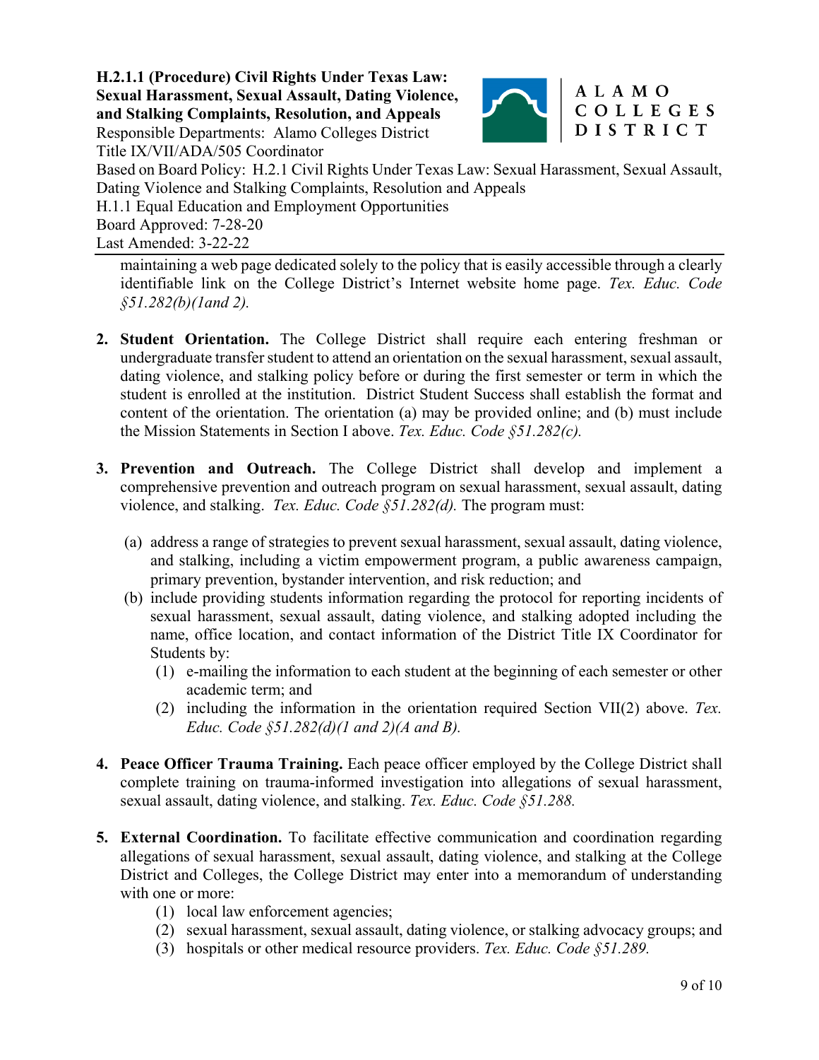maintaining a web page dedicated solely to the policy that is easily accessible through a clearly identifiable link on the College District's Internet website home page. *Tex. Educ. Code §51.282(b)(1and 2).*

2. **Student Orientation.** The College District shall require each entering freshman or undergraduate transfer student to attend an orientation on the sexual harassment, sexual assault, dating violence, and stalking policy before or during the first semester or term in which the student is enrolled at the institution. District Student Success shall establish the format and content of the orientation. The orientation (a) may be provided online; and (b) must include the Mission Statements in Section I above. *Tex. Educ. Code §51.282(c).*

3. **Prevention and Outreach.** The College District shall develop and implement a comprehensive prevention and outreach program on sexual harassment, sexual assault, dating violence, and stalking. *Tex. Educ. Code §51.282(d).* The program must:

   (a) address a range of strategies to prevent sexual harassment, sexual assault, dating violence, and stalking, including a victim empowerment program, a public awareness campaign, primary prevention, bystander intervention, and risk reduction; and

   (b) include providing students information regarding the protocol for reporting incidents of sexual harassment, sexual assault, dating violence, and stalking adopted including the name, office location, and contact information of the District Title IX Coordinator for Students by:

      (1) e-mailing the information to each student at the beginning of each semester or other academic term; and

      (2) including the information in the orientation required Section VII(2) above. *Tex. Educ. Code §51.282(d)(1 and 2)(A and B).*

4. **Peace Officer Trauma Training.** Each peace officer employed by the College District shall complete training on trauma-informed investigation into allegations of sexual harassment, sexual assault, dating violence, and stalking. *Tex. Educ. Code §51.288.*

5. **External Coordination.** To facilitate effective communication and coordination regarding allegations of sexual harassment, sexual assault, dating violence, and stalking at the College District and Colleges, the College District may enter into a memorandum of understanding with one or more:

   (1) local law enforcement agencies;

   (2) sexual harassment, sexual assault, dating violence, or stalking advocacy groups; and

   (3) hospitals or other medical resource providers. *Tex. Educ. Code §51.289.*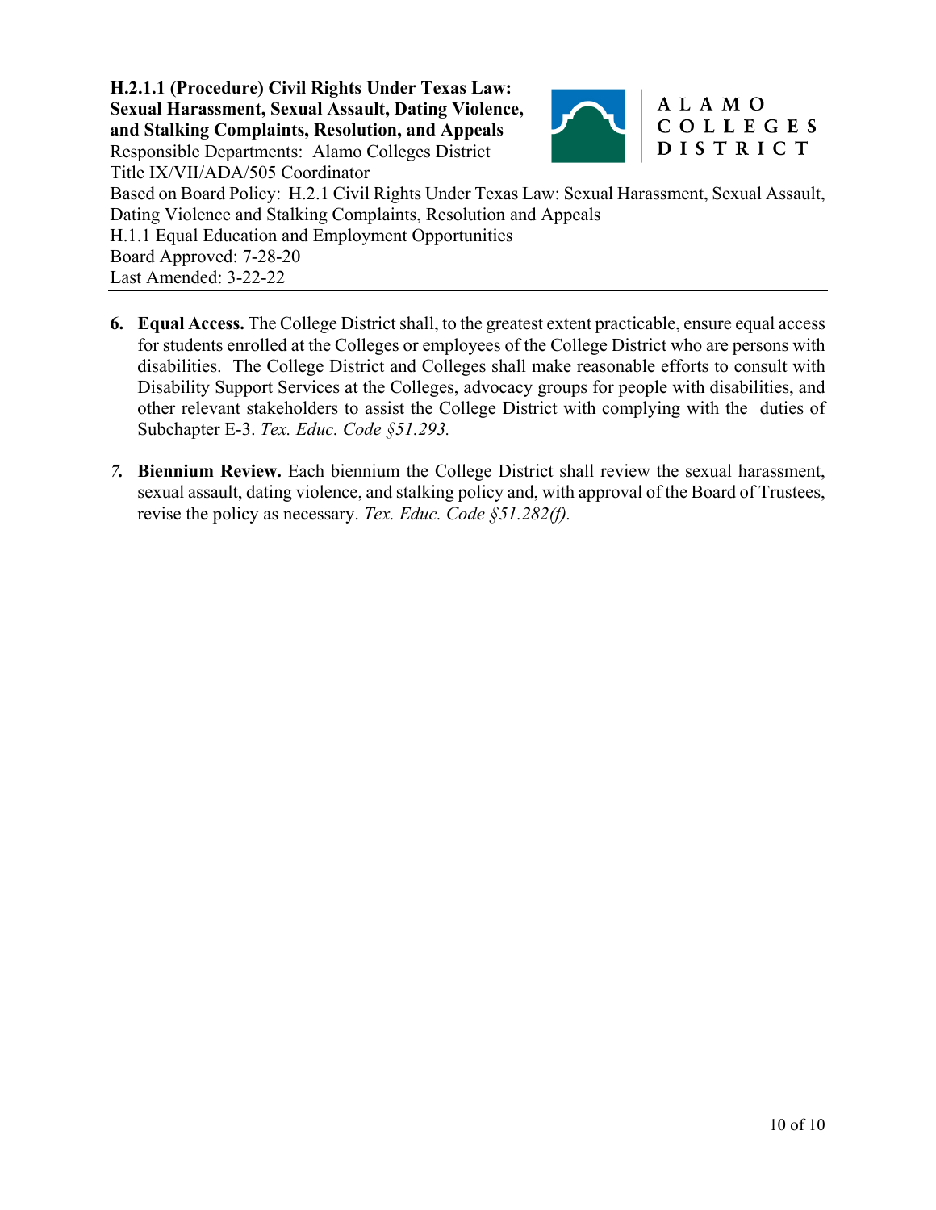**H.2.1.1 (Procedure) Civil Rights Under Texas Law: Sexual Harassment, Sexual Assault, Dating Violence, and Stalking Complaints, Resolution, and Appeals**
Responsible Departments: Alamo Colleges District Title IX/VII/ADA/505 Coordinator
Based on Board Policy: H.2.1 Civil Rights Under Texas Law: Sexual Harassment, Sexual Assault, Dating Violence and Stalking Complaints, Resolution and Appeals
H.1.1 Equal Education and Employment Opportunities
Board Approved: 7-28-20
Last Amended: 3-22-22

6. **Equal Access.** The College District shall, to the greatest extent practicable, ensure equal access for students enrolled at the Colleges or employees of the College District who are persons with disabilities. The College District and Colleges shall make reasonable efforts to consult with Disability Support Services at the Colleges, advocacy groups for people with disabilities, and other relevant stakeholders to assist the College District with complying with the duties of Subchapter E-3. *Tex. Educ. Code §51.293.*

7. **Biennium Review.** Each biennium the College District shall review the sexual harassment, sexual assault, dating violence, and stalking policy and, with approval of the Board of Trustees, revise the policy as necessary. *Tex. Educ. Code §51.282(f).*